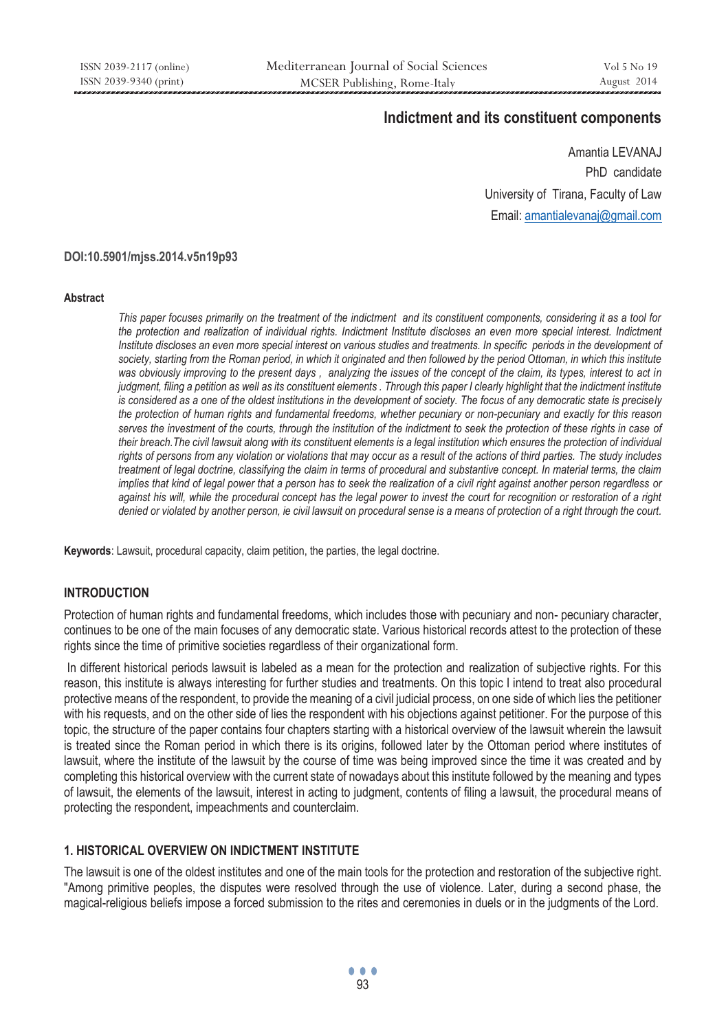# Indictment and its constituent components

Amantia LEVANAJ
PhD candidate
University of Tirana, Faculty of Law
Email: amantialevanaj@gmail.com

**DOI:10.5901/mjss.2014.v5n19p93**

**Abstract**

*This paper focuses primarily on the treatment of the indictment and its constituent components, considering it as a tool for the protection and realization of individual rights. Indictment Institute discloses an even more special interest. Indictment Institute discloses an even more special interest on various studies and treatments. In specific periods in the development of society, starting from the Roman period, in which it originated and then followed by the period Ottoman, in which this institute was obviously improving to the present days , analyzing the issues of the concept of the claim, its types, interest to act in judgment, filing a petition as well as its constituent elements . Through this paper I clearly highlight that the indictment institute is considered as a one of the oldest institutions in the development of society. The focus of any democratic state is precisely the protection of human rights and fundamental freedoms, whether pecuniary or non-pecuniary and exactly for this reason serves the investment of the courts, through the institution of the indictment to seek the protection of these rights in case of their breach.The civil lawsuit along with its constituent elements is a legal institution which ensures the protection of individual rights of persons from any violation or violations that may occur as a result of the actions of third parties. The study includes treatment of legal doctrine, classifying the claim in terms of procedural and substantive concept. In material terms, the claim implies that kind of legal power that a person has to seek the realization of a civil right against another person regardless or against his will, while the procedural concept has the legal power to invest the court for recognition or restoration of a right denied or violated by another person, ie civil lawsuit on procedural sense is a means of protection of a right through the court.*

**Keywords**: Lawsuit, procedural capacity, claim petition, the parties, the legal doctrine.

## INTRODUCTION

Protection of human rights and fundamental freedoms, which includes those with pecuniary and non- pecuniary character, continues to be one of the main focuses of any democratic state. Various historical records attest to the protection of these rights since the time of primitive societies regardless of their organizational form.

In different historical periods lawsuit is labeled as a mean for the protection and realization of subjective rights. For this reason, this institute is always interesting for further studies and treatments. On this topic I intend to treat also procedural protective means of the respondent, to provide the meaning of a civil judicial process, on one side of which lies the petitioner with his requests, and on the other side of lies the respondent with his objections against petitioner. For the purpose of this topic, the structure of the paper contains four chapters starting with a historical overview of the lawsuit wherein the lawsuit is treated since the Roman period in which there is its origins, followed later by the Ottoman period where institutes of lawsuit, where the institute of the lawsuit by the course of time was being improved since the time it was created and by completing this historical overview with the current state of nowadays about this institute followed by the meaning and types of lawsuit, the elements of the lawsuit, interest in acting to judgment, contents of filing a lawsuit, the procedural means of protecting the respondent, impeachments and counterclaim.

## 1. HISTORICAL OVERVIEW ON INDICTMENT INSTITUTE

The lawsuit is one of the oldest institutes and one of the main tools for the protection and restoration of the subjective right. "Among primitive peoples, the disputes were resolved through the use of violence. Later, during a second phase, the magical-religious beliefs impose a forced submission to the rites and ceremonies in duels or in the judgments of the Lord.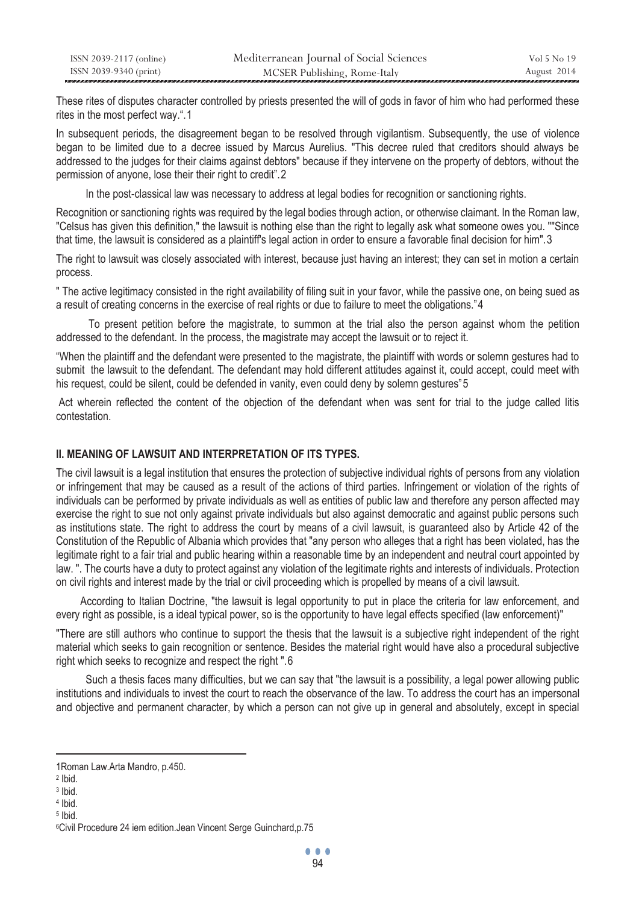These rites of disputes character controlled by priests presented the will of gods in favor of him who had performed these rites in the most perfect way.".[1]

In subsequent periods, the disagreement began to be resolved through vigilantism. Subsequently, the use of violence began to be limited due to a decree issued by Marcus Aurelius. "This decree ruled that creditors should always be addressed to the judges for their claims against debtors" because if they intervene on the property of debtors, without the permission of anyone, lose their their right to credit".[2]

In the post-classical law was necessary to address at legal bodies for recognition or sanctioning rights.

Recognition or sanctioning rights was required by the legal bodies through action, or otherwise claimant. In the Roman law, "Celsus has given this definition," the lawsuit is nothing else than the right to legally ask what someone owes you. ""Since that time, the lawsuit is considered as a plaintiff's legal action in order to ensure a favorable final decision for him".[3]

The right to lawsuit was closely associated with interest, because just having an interest; they can set in motion a certain process.

" The active legitimacy consisted in the right availability of filing suit in your favor, while the passive one, on being sued as a result of creating concerns in the exercise of real rights or due to failure to meet the obligations."[4]

To present petition before the magistrate, to summon at the trial also the person against whom the petition addressed to the defendant. In the process, the magistrate may accept the lawsuit or to reject it.

"When the plaintiff and the defendant were presented to the magistrate, the plaintiff with words or solemn gestures had to submit the lawsuit to the defendant. The defendant may hold different attitudes against it, could accept, could meet with his request, could be silent, could be defended in vanity, even could deny by solemn gestures"[5]

Act wherein reflected the content of the objection of the defendant when was sent for trial to the judge called litis contestation.

## II. MEANING OF LAWSUIT AND INTERPRETATION OF ITS TYPES.

The civil lawsuit is a legal institution that ensures the protection of subjective individual rights of persons from any violation or infringement that may be caused as a result of the actions of third parties. Infringement or violation of the rights of individuals can be performed by private individuals as well as entities of public law and therefore any person affected may exercise the right to sue not only against private individuals but also against democratic and against public persons such as institutions state. The right to address the court by means of a civil lawsuit, is guaranteed also by Article 42 of the Constitution of the Republic of Albania which provides that "any person who alleges that a right has been violated, has the legitimate right to a fair trial and public hearing within a reasonable time by an independent and neutral court appointed by law. ". The courts have a duty to protect against any violation of the legitimate rights and interests of individuals. Protection on civil rights and interest made by the trial or civil proceeding which is propelled by means of a civil lawsuit.

According to Italian Doctrine, "the lawsuit is legal opportunity to put in place the criteria for law enforcement, and every right as possible, is a ideal typical power, so is the opportunity to have legal effects specified (law enforcement)"

"There are still authors who continue to support the thesis that the lawsuit is a subjective right independent of the right material which seeks to gain recognition or sentence. Besides the material right would have also a procedural subjective right which seeks to recognize and respect the right ".[6]

Such a thesis faces many difficulties, but we can say that "the lawsuit is a possibility, a legal power allowing public institutions and individuals to invest the court to reach the observance of the law. To address the court has an impersonal and objective and permanent character, by which a person can not give up in general and absolutely, except in special

---

[1] Roman Law.Arta Mandro, p.450.

[2] Ibid.

[3] Ibid.

[4] Ibid.

[5] Ibid.

[6] Civil Procedure 24 iem edition.Jean Vincent Serge Guinchard,p.75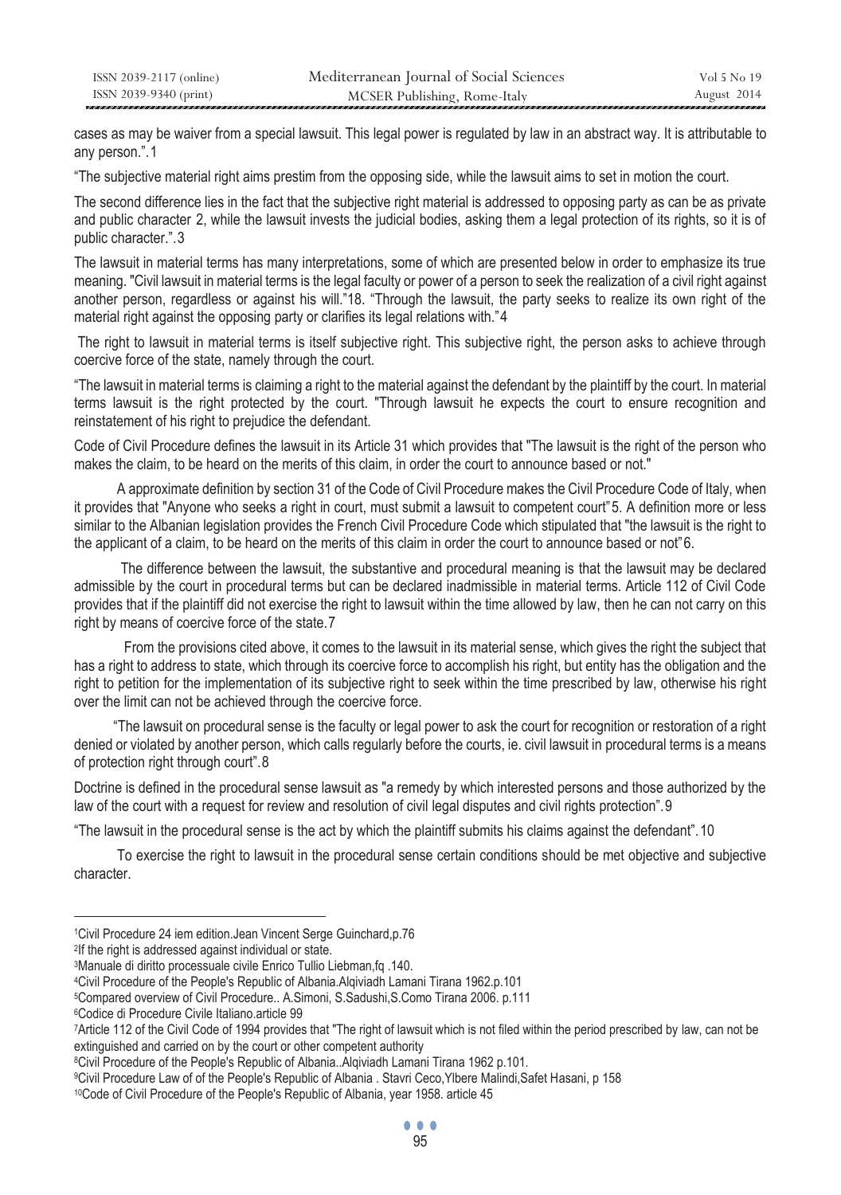cases as may be waiver from a special lawsuit. This legal power is regulated by law in an abstract way. It is attributable to any person.".[1]

"The subjective material right aims prestim from the opposing side, while the lawsuit aims to set in motion the court.

The second difference lies in the fact that the subjective right material is addressed to opposing party as can be as private and public character [2], while the lawsuit invests the judicial bodies, asking them a legal protection of its rights, so it is of public character.".[3]

The lawsuit in material terms has many interpretations, some of which are presented below in order to emphasize its true meaning. "Civil lawsuit in material terms is the legal faculty or power of a person to seek the realization of a civil right against another person, regardless or against his will."18. "Through the lawsuit, the party seeks to realize its own right of the material right against the opposing party or clarifies its legal relations with."[4]

The right to lawsuit in material terms is itself subjective right. This subjective right, the person asks to achieve through coercive force of the state, namely through the court.

"The lawsuit in material terms is claiming a right to the material against the defendant by the plaintiff by the court. In material terms lawsuit is the right protected by the court. "Through lawsuit he expects the court to ensure recognition and reinstatement of his right to prejudice the defendant.

Code of Civil Procedure defines the lawsuit in its Article 31 which provides that "The lawsuit is the right of the person who makes the claim, to be heard on the merits of this claim, in order the court to announce based or not."

A approximate definition by section 31 of the Code of Civil Procedure makes the Civil Procedure Code of Italy, when it provides that "Anyone who seeks a right in court, must submit a lawsuit to competent court"[5]. A definition more or less similar to the Albanian legislation provides the French Civil Procedure Code which stipulated that "the lawsuit is the right to the applicant of a claim, to be heard on the merits of this claim in order the court to announce based or not"[6].

The difference between the lawsuit, the substantive and procedural meaning is that the lawsuit may be declared admissible by the court in procedural terms but can be declared inadmissible in material terms. Article 112 of Civil Code provides that if the plaintiff did not exercise the right to lawsuit within the time allowed by law, then he can not carry on this right by means of coercive force of the state.[7]

From the provisions cited above, it comes to the lawsuit in its material sense, which gives the right the subject that has a right to address to state, which through its coercive force to accomplish his right, but entity has the obligation and the right to petition for the implementation of its subjective right to seek within the time prescribed by law, otherwise his right over the limit can not be achieved through the coercive force.

"The lawsuit on procedural sense is the faculty or legal power to ask the court for recognition or restoration of a right denied or violated by another person, which calls regularly before the courts, ie. civil lawsuit in procedural terms is a means of protection right through court".[8]

Doctrine is defined in the procedural sense lawsuit as "a remedy by which interested persons and those authorized by the law of the court with a request for review and resolution of civil legal disputes and civil rights protection".[9]

"The lawsuit in the procedural sense is the act by which the plaintiff submits his claims against the defendant".[10]

To exercise the right to lawsuit in the procedural sense certain conditions should be met objective and subjective character.

---

[1] Civil Procedure 24 iem edition.Jean Vincent Serge Guinchard,p.76

[2] If the right is addressed against individual or state.

[3] Manuale di diritto processuale civile Enrico Tullio Liebman,fq .140.

[4] Civil Procedure of the People's Republic of Albania.Alqiviadh Lamani Tirana 1962.p.101

[5] Compared overview of Civil Procedure.. A.Simoni, S.Sadushi,S.Como Tirana 2006. p.111

[6] Codice di Procedure Civile Italiano.article 99

[7] Article 112 of the Civil Code of 1994 provides that "The right of lawsuit which is not filed within the period prescribed by law, can not be extinguished and carried on by the court or other competent authority

[8] Civil Procedure of the People's Republic of Albania..Alqiviadh Lamani Tirana 1962 p.101.

[9] Civil Procedure Law of of the People's Republic of Albania . Stavri Ceco,Ylbere Malindi,Safet Hasani, p 158

[10] Code of Civil Procedure of the People's Republic of Albania, year 1958. article 45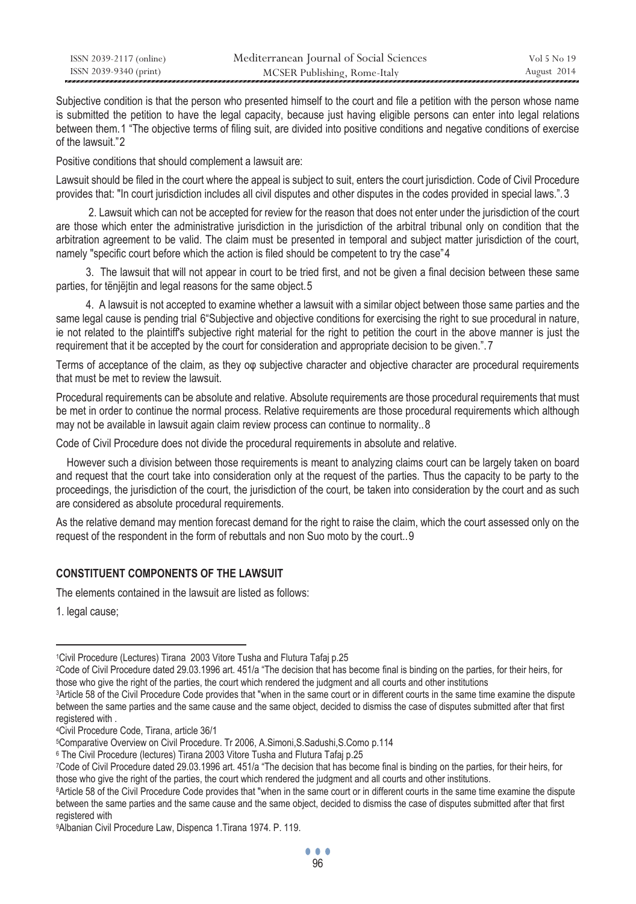Subjective condition is that the person who presented himself to the court and file a petition with the person whose name is submitted the petition to have the legal capacity, because just having eligible persons can enter into legal relations between them.[1] "The objective terms of filing suit, are divided into positive conditions and negative conditions of exercise of the lawsuit."[2]

Positive conditions that should complement a lawsuit are:

Lawsuit should be filed in the court where the appeal is subject to suit, enters the court jurisdiction. Code of Civil Procedure provides that: "In court jurisdiction includes all civil disputes and other disputes in the codes provided in special laws.".[3]

2. Lawsuit which can not be accepted for review for the reason that does not enter under the jurisdiction of the court are those which enter the administrative jurisdiction in the jurisdiction of the arbitral tribunal only on condition that the arbitration agreement to be valid. The claim must be presented in temporal and subject matter jurisdiction of the court, namely "specific court before which the action is filed should be competent to try the case"[4]

3. The lawsuit that will not appear in court to be tried first, and not be given a final decision between these same parties, for tënjëjtin and legal reasons for the same object.[5]

4. A lawsuit is not accepted to examine whether a lawsuit with a similar object between those same parties and the same legal cause is pending trial [6]"Subjective and objective conditions for exercising the right to sue procedural in nature, ie not related to the plaintiff's subjective right material for the right to petition the court in the above manner is just the requirement that it be accepted by the court for consideration and appropriate decision to be given.".[7]

Terms of acceptance of the claim, as they oφ subjective character and objective character are procedural requirements that must be met to review the lawsuit.

Procedural requirements can be absolute and relative. Absolute requirements are those procedural requirements that must be met in order to continue the normal process. Relative requirements are those procedural requirements which although may not be available in lawsuit again claim review process can continue to normality..[8]

Code of Civil Procedure does not divide the procedural requirements in absolute and relative.

However such a division between those requirements is meant to analyzing claims court can be largely taken on board and request that the court take into consideration only at the request of the parties. Thus the capacity to be party to the proceedings, the jurisdiction of the court, the jurisdiction of the court, be taken into consideration by the court and as such are considered as absolute procedural requirements.

As the relative demand may mention forecast demand for the right to raise the claim, which the court assessed only on the request of the respondent in the form of rebuttals and non Suo moto by the court..[9]

## CONSTITUENT COMPONENTS OF THE LAWSUIT

The elements contained in the lawsuit are listed as follows:

1. legal cause;

---

[1] Civil Procedure (Lectures) Tirana 2003 Vitore Tusha and Flutura Tafaj p.25

[2] Code of Civil Procedure dated 29.03.1996 art. 451/a "The decision that has become final is binding on the parties, for their heirs, for those who give the right of the parties, the court which rendered the judgment and all courts and other institutions

[3] Article 58 of the Civil Procedure Code provides that "when in the same court or in different courts in the same time examine the dispute between the same parties and the same cause and the same object, decided to dismiss the case of disputes submitted after that first registered with .

[4] Civil Procedure Code, Tirana, article 36/1

[5] Comparative Overview on Civil Procedure. Tr 2006, A.Simoni,S.Sadushi,S.Como p.114

[6] The Civil Procedure (lectures) Tirana 2003 Vitore Tusha and Flutura Tafaj p.25

[7] Code of Civil Procedure dated 29.03.1996 art. 451/a "The decision that has become final is binding on the parties, for their heirs, for those who give the right of the parties, the court which rendered the judgment and all courts and other institutions.

[8] Article 58 of the Civil Procedure Code provides that "when in the same court or in different courts in the same time examine the dispute between the same parties and the same cause and the same object, decided to dismiss the case of disputes submitted after that first registered with

[9] Albanian Civil Procedure Law, Dispenca 1.Tirana 1974. P. 119.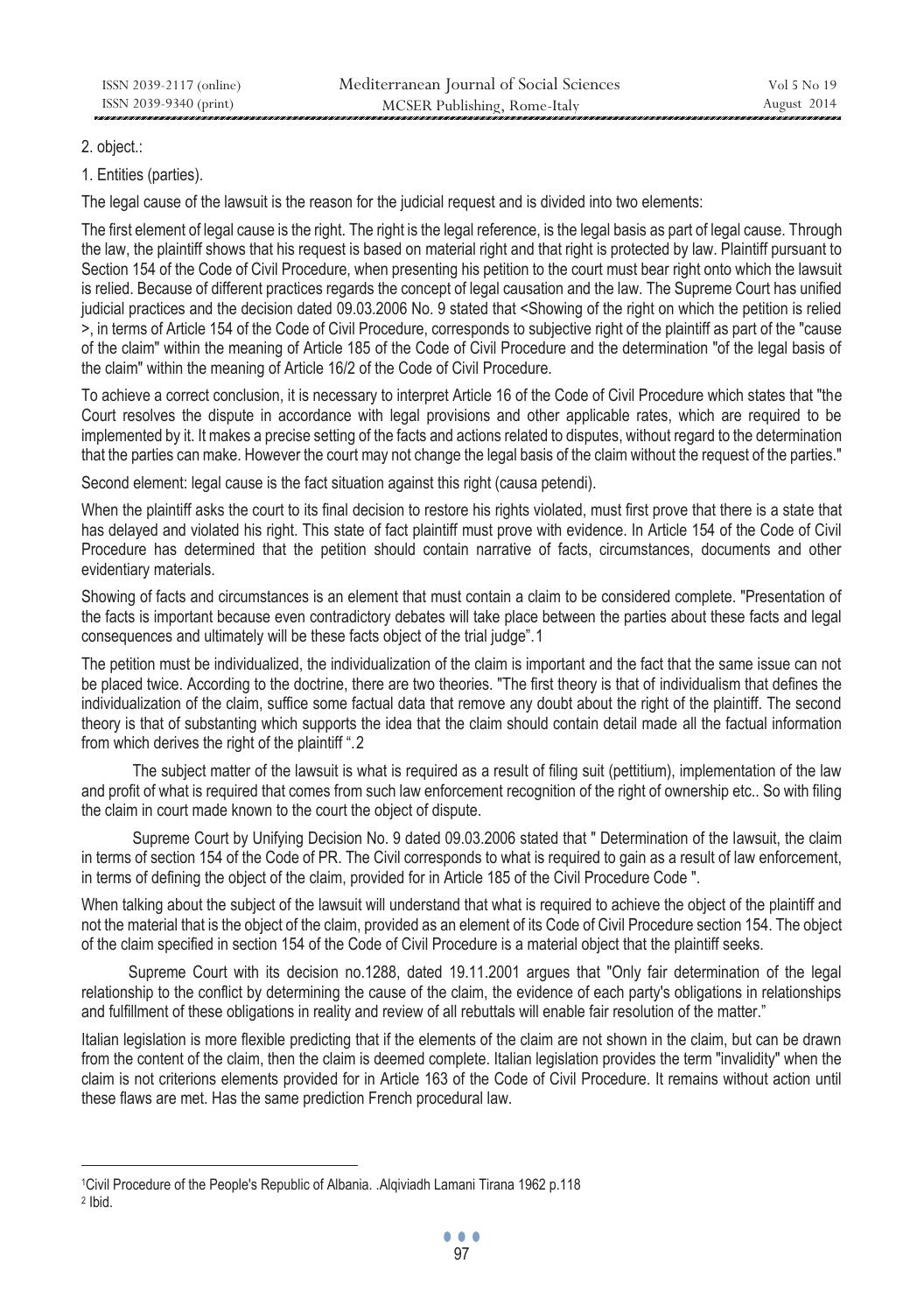2. object.:

1. Entities (parties).

The legal cause of the lawsuit is the reason for the judicial request and is divided into two elements:

The first element of legal cause is the right. The right is the legal reference, is the legal basis as part of legal cause. Through the law, the plaintiff shows that his request is based on material right and that right is protected by law. Plaintiff pursuant to Section 154 of the Code of Civil Procedure, when presenting his petition to the court must bear right onto which the lawsuit is relied. Because of different practices regards the concept of legal causation and the law. The Supreme Court has unified judicial practices and the decision dated 09.03.2006 No. 9 stated that <Showing of the right on which the petition is relied >, in terms of Article 154 of the Code of Civil Procedure, corresponds to subjective right of the plaintiff as part of the "cause of the claim" within the meaning of Article 185 of the Code of Civil Procedure and the determination "of the legal basis of the claim" within the meaning of Article 16/2 of the Code of Civil Procedure.

To achieve a correct conclusion, it is necessary to interpret Article 16 of the Code of Civil Procedure which states that "the Court resolves the dispute in accordance with legal provisions and other applicable rates, which are required to be implemented by it. It makes a precise setting of the facts and actions related to disputes, without regard to the determination that the parties can make. However the court may not change the legal basis of the claim without the request of the parties."

Second element: legal cause is the fact situation against this right (causa petendi).

When the plaintiff asks the court to its final decision to restore his rights violated, must first prove that there is a state that has delayed and violated his right. This state of fact plaintiff must prove with evidence. In Article 154 of the Code of Civil Procedure has determined that the petition should contain narrative of facts, circumstances, documents and other evidentiary materials.

Showing of facts and circumstances is an element that must contain a claim to be considered complete. "Presentation of the facts is important because even contradictory debates will take place between the parties about these facts and legal consequences and ultimately will be these facts object of the trial judge".[1]

The petition must be individualized, the individualization of the claim is important and the fact that the same issue can not be placed twice. According to the doctrine, there are two theories. "The first theory is that of individualism that defines the individualization of the claim, suffice some factual data that remove any doubt about the right of the plaintiff. The second theory is that of substanting which supports the idea that the claim should contain detail made all the factual information from which derives the right of the plaintiff ".[2]

The subject matter of the lawsuit is what is required as a result of filing suit (pettitium), implementation of the law and profit of what is required that comes from such law enforcement recognition of the right of ownership etc.. So with filing the claim in court made known to the court the object of dispute.

Supreme Court by Unifying Decision No. 9 dated 09.03.2006 stated that " Determination of the lawsuit, the claim in terms of section 154 of the Code of PR. The Civil corresponds to what is required to gain as a result of law enforcement, in terms of defining the object of the claim, provided for in Article 185 of the Civil Procedure Code ".

When talking about the subject of the lawsuit will understand that what is required to achieve the object of the plaintiff and not the material that is the object of the claim, provided as an element of its Code of Civil Procedure section 154. The object of the claim specified in section 154 of the Code of Civil Procedure is a material object that the plaintiff seeks.

Supreme Court with its decision no.1288, dated 19.11.2001 argues that "Only fair determination of the legal relationship to the conflict by determining the cause of the claim, the evidence of each party's obligations in relationships and fulfillment of these obligations in reality and review of all rebuttals will enable fair resolution of the matter."

Italian legislation is more flexible predicting that if the elements of the claim are not shown in the claim, but can be drawn from the content of the claim, then the claim is deemed complete. Italian legislation provides the term "invalidity" when the claim is not criterions elements provided for in Article 163 of the Code of Civil Procedure. It remains without action until these flaws are met. Has the same prediction French procedural law.

---

[1] Civil Procedure of the People's Republic of Albania. .Alqiviadh Lamani Tirana 1962 p.118

[2] Ibid.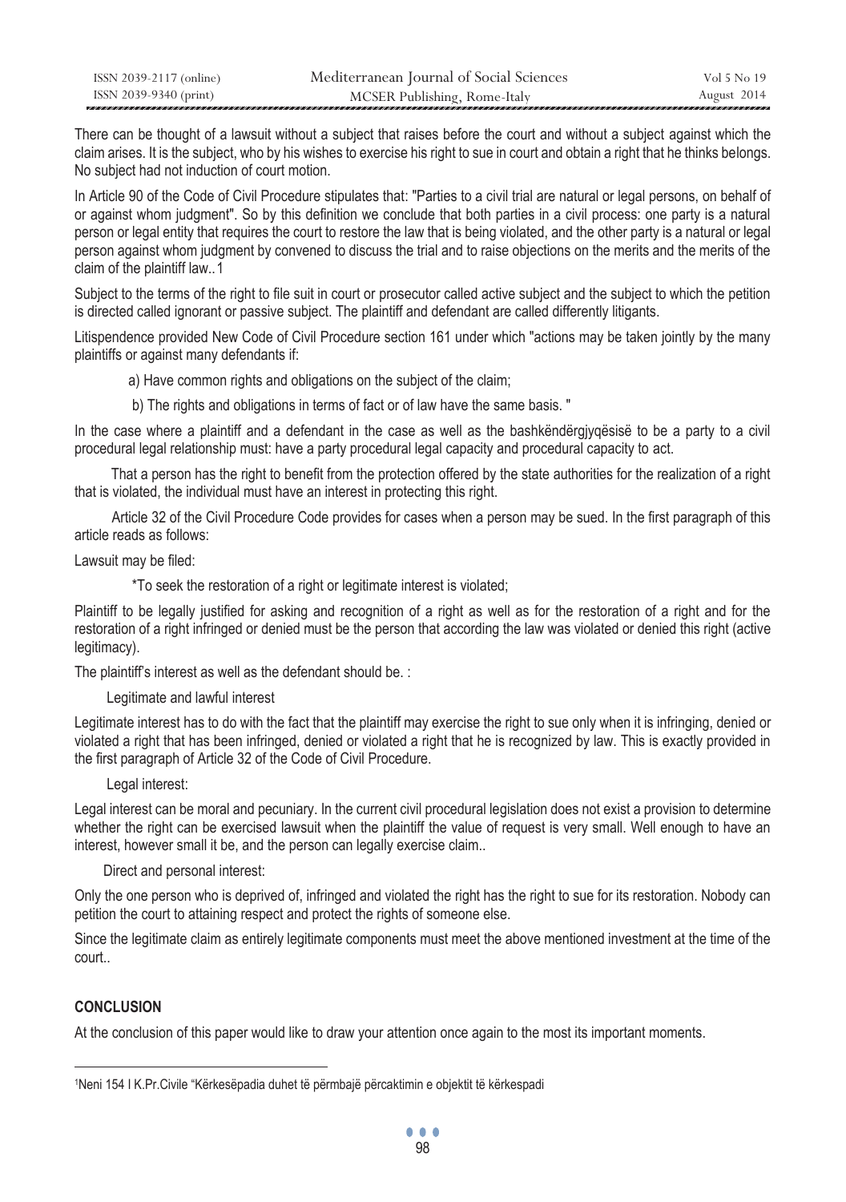There can be thought of a lawsuit without a subject that raises before the court and without a subject against which the claim arises. It is the subject, who by his wishes to exercise his right to sue in court and obtain a right that he thinks belongs. No subject had not induction of court motion.

In Article 90 of the Code of Civil Procedure stipulates that: "Parties to a civil trial are natural or legal persons, on behalf of or against whom judgment". So by this definition we conclude that both parties in a civil process: one party is a natural person or legal entity that requires the court to restore the law that is being violated, and the other party is a natural or legal person against whom judgment by convened to discuss the trial and to raise objections on the merits and the merits of the claim of the plaintiff law..[1]

Subject to the terms of the right to file suit in court or prosecutor called active subject and the subject to which the petition is directed called ignorant or passive subject. The plaintiff and defendant are called differently litigants.

Litispendence provided New Code of Civil Procedure section 161 under which "actions may be taken jointly by the many plaintiffs or against many defendants if:

a) Have common rights and obligations on the subject of the claim;

b) The rights and obligations in terms of fact or of law have the same basis. "

In the case where a plaintiff and a defendant in the case as well as the bashkëndërgjyqësisë to be a party to a civil procedural legal relationship must: have a party procedural legal capacity and procedural capacity to act.

That a person has the right to benefit from the protection offered by the state authorities for the realization of a right that is violated, the individual must have an interest in protecting this right.

Article 32 of the Civil Procedure Code provides for cases when a person may be sued. In the first paragraph of this article reads as follows:

Lawsuit may be filed:

*To seek the restoration of a right or legitimate interest is violated;

Plaintiff to be legally justified for asking and recognition of a right as well as for the restoration of a right and for the restoration of a right infringed or denied must be the person that according the law was violated or denied this right (active legitimacy).

The plaintiff's interest as well as the defendant should be. :

Legitimate and lawful interest

Legitimate interest has to do with the fact that the plaintiff may exercise the right to sue only when it is infringing, denied or violated a right that has been infringed, denied or violated a right that he is recognized by law. This is exactly provided in the first paragraph of Article 32 of the Code of Civil Procedure.

Legal interest:

Legal interest can be moral and pecuniary. In the current civil procedural legislation does not exist a provision to determine whether the right can be exercised lawsuit when the plaintiff the value of request is very small. Well enough to have an interest, however small it be, and the person can legally exercise claim..

Direct and personal interest:

Only the one person who is deprived of, infringed and violated the right has the right to sue for its restoration. Nobody can petition the court to attaining respect and protect the rights of someone else.

Since the legitimate claim as entirely legitimate components must meet the above mentioned investment at the time of the court..

## CONCLUSION

At the conclusion of this paper would like to draw your attention once again to the most its important moments.

[1] Neni 154 I K.Pr.Civile "Kërkesëpadia duhet të përmbajë përcaktimin e objektit të kërkespadi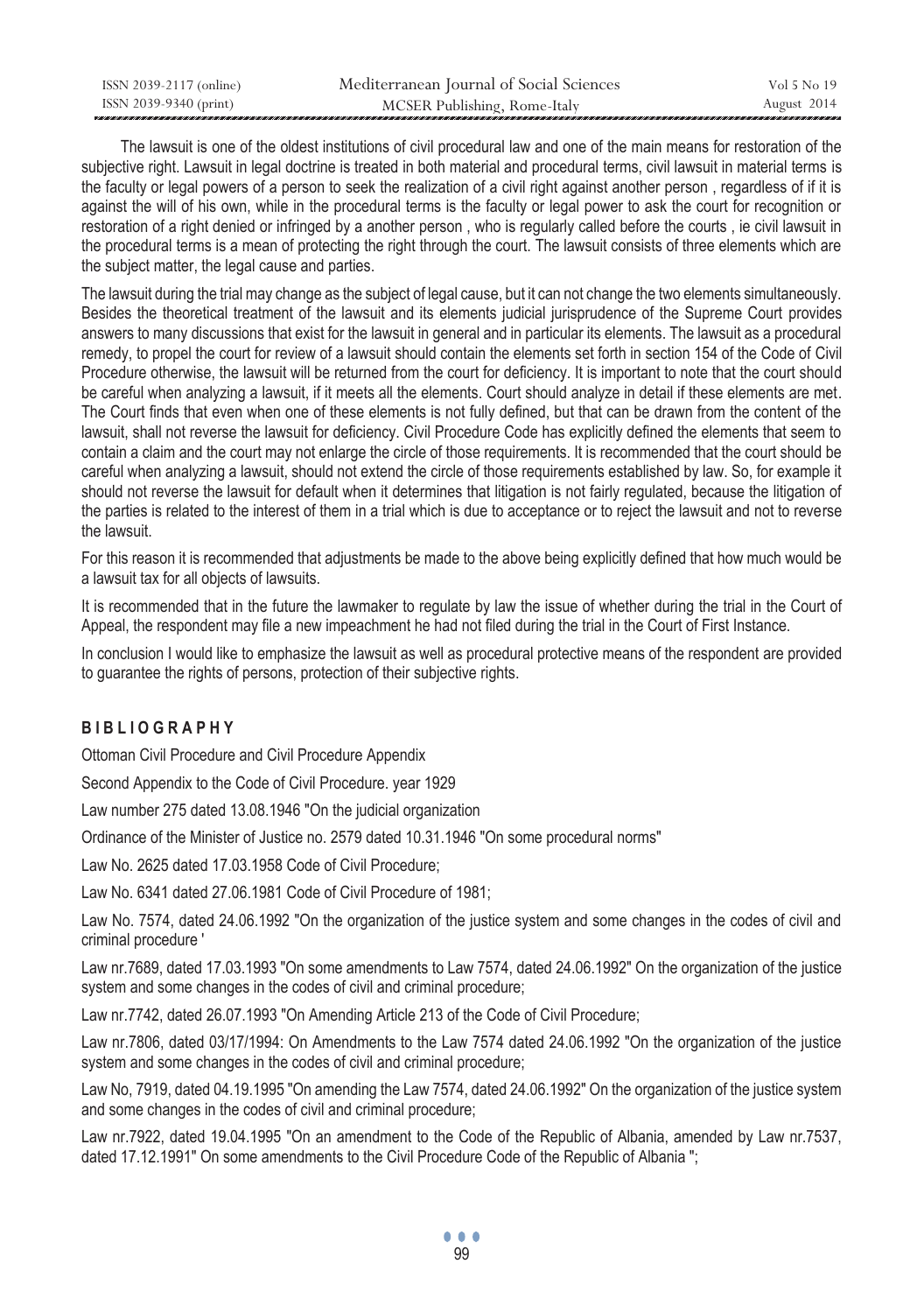The lawsuit is one of the oldest institutions of civil procedural law and one of the main means for restoration of the subjective right. Lawsuit in legal doctrine is treated in both material and procedural terms, civil lawsuit in material terms is the faculty or legal powers of a person to seek the realization of a civil right against another person , regardless of if it is against the will of his own, while in the procedural terms is the faculty or legal power to ask the court for recognition or restoration of a right denied or infringed by a another person , who is regularly called before the courts , ie civil lawsuit in the procedural terms is a mean of protecting the right through the court. The lawsuit consists of three elements which are the subject matter, the legal cause and parties.

The lawsuit during the trial may change as the subject of legal cause, but it can not change the two elements simultaneously. Besides the theoretical treatment of the lawsuit and its elements judicial jurisprudence of the Supreme Court provides answers to many discussions that exist for the lawsuit in general and in particular its elements. The lawsuit as a procedural remedy, to propel the court for review of a lawsuit should contain the elements set forth in section 154 of the Code of Civil Procedure otherwise, the lawsuit will be returned from the court for deficiency. It is important to note that the court should be careful when analyzing a lawsuit, if it meets all the elements. Court should analyze in detail if these elements are met. The Court finds that even when one of these elements is not fully defined, but that can be drawn from the content of the lawsuit, shall not reverse the lawsuit for deficiency. Civil Procedure Code has explicitly defined the elements that seem to contain a claim and the court may not enlarge the circle of those requirements. It is recommended that the court should be careful when analyzing a lawsuit, should not extend the circle of those requirements established by law. So, for example it should not reverse the lawsuit for default when it determines that litigation is not fairly regulated, because the litigation of the parties is related to the interest of them in a trial which is due to acceptance or to reject the lawsuit and not to reverse the lawsuit.

For this reason it is recommended that adjustments be made to the above being explicitly defined that how much would be a lawsuit tax for all objects of lawsuits.

It is recommended that in the future the lawmaker to regulate by law the issue of whether during the trial in the Court of Appeal, the respondent may file a new impeachment he had not filed during the trial in the Court of First Instance.

In conclusion I would like to emphasize the lawsuit as well as procedural protective means of the respondent are provided to guarantee the rights of persons, protection of their subjective rights.

## BIBLIOGRAPHY

Ottoman Civil Procedure and Civil Procedure Appendix

Second Appendix to the Code of Civil Procedure. year 1929

Law number 275 dated 13.08.1946 "On the judicial organization

Ordinance of the Minister of Justice no. 2579 dated 10.31.1946 "On some procedural norms"

Law No. 2625 dated 17.03.1958 Code of Civil Procedure;

Law No. 6341 dated 27.06.1981 Code of Civil Procedure of 1981;

Law No. 7574, dated 24.06.1992 "On the organization of the justice system and some changes in the codes of civil and criminal procedure '

Law nr.7689, dated 17.03.1993 "On some amendments to Law 7574, dated 24.06.1992" On the organization of the justice system and some changes in the codes of civil and criminal procedure;

Law nr.7742, dated 26.07.1993 "On Amending Article 213 of the Code of Civil Procedure;

Law nr.7806, dated 03/17/1994: On Amendments to the Law 7574 dated 24.06.1992 "On the organization of the justice system and some changes in the codes of civil and criminal procedure;

Law No, 7919, dated 04.19.1995 "On amending the Law 7574, dated 24.06.1992" On the organization of the justice system and some changes in the codes of civil and criminal procedure;

Law nr.7922, dated 19.04.1995 "On an amendment to the Code of the Republic of Albania, amended by Law nr.7537, dated 17.12.1991" On some amendments to the Civil Procedure Code of the Republic of Albania ";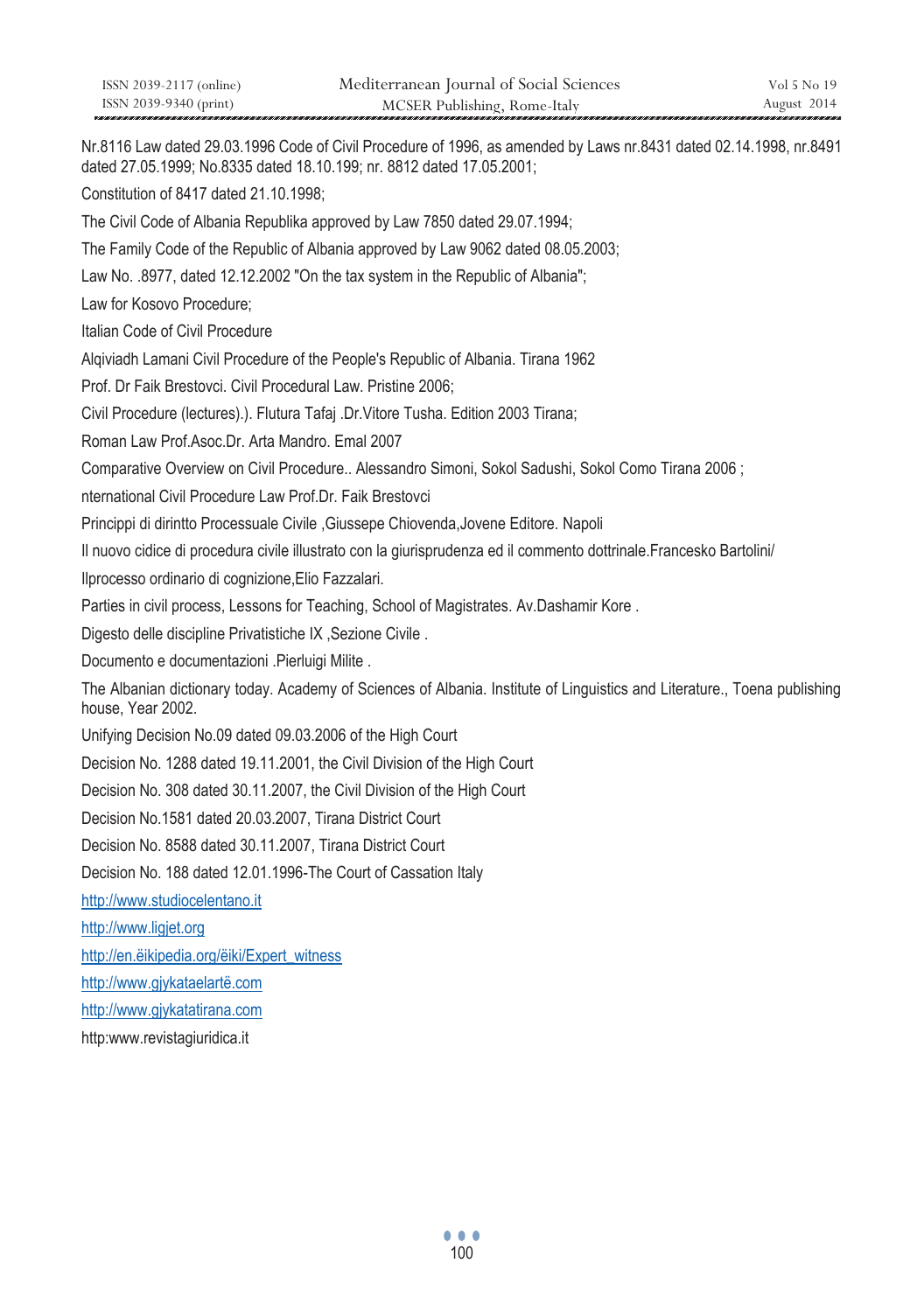Nr.8116 Law dated 29.03.1996 Code of Civil Procedure of 1996, as amended by Laws nr.8431 dated 02.14.1998, nr.8491 dated 27.05.1999; No.8335 dated 18.10.199; nr. 8812 dated 17.05.2001;

Constitution of 8417 dated 21.10.1998;

The Civil Code of Albania Republika approved by Law 7850 dated 29.07.1994;

The Family Code of the Republic of Albania approved by Law 9062 dated 08.05.2003;

Law No. .8977, dated 12.12.2002 "On the tax system in the Republic of Albania";

Law for Kosovo Procedure;

Italian Code of Civil Procedure

Alqiviadh Lamani Civil Procedure of the People's Republic of Albania. Tirana 1962

Prof. Dr Faik Brestovci. Civil Procedural Law. Pristine 2006;

Civil Procedure (lectures).). Flutura Tafaj .Dr.Vitore Tusha. Edition 2003 Tirana;

Roman Law Prof.Asoc.Dr. Arta Mandro. Emal 2007

Comparative Overview on Civil Procedure.. Alessandro Simoni, Sokol Sadushi, Sokol Como Tirana 2006 ;

nternational Civil Procedure Law Prof.Dr. Faik Brestovci

Princippi di dirintto Processuale Civile ,Giussepe Chiovenda,Jovene Editore. Napoli

Il nuovo cidice di procedura civile illustrato con la giurisprudenza ed il commento dottrinale.Francesko Bartolini/

Ilprocesso ordinario di cognizione,Elio Fazzalari.

Parties in civil process, Lessons for Teaching, School of Magistrates. Av.Dashamir Kore .

Digesto delle discipline Privatistiche IX ,Sezione Civile .

Documento e documentazioni .Pierluigi Milite .

The Albanian dictionary today. Academy of Sciences of Albania. Institute of Linguistics and Literature., Toena publishing house, Year 2002.

Unifying Decision No.09 dated 09.03.2006 of the High Court

Decision No. 1288 dated 19.11.2001, the Civil Division of the High Court

Decision No. 308 dated 30.11.2007, the Civil Division of the High Court

Decision No.1581 dated 20.03.2007, Tirana District Court

Decision No. 8588 dated 30.11.2007, Tirana District Court

Decision No. 188 dated 12.01.1996-The Court of Cassation Italy

http://www.studiocelentano.it

http://www.ligjet.org

http://en.ëikipedia.org/ëiki/Expert_witness

http://www.gjykataelartë.com

http://www.gjykatatirana.com

http:www.revistagiuridica.it